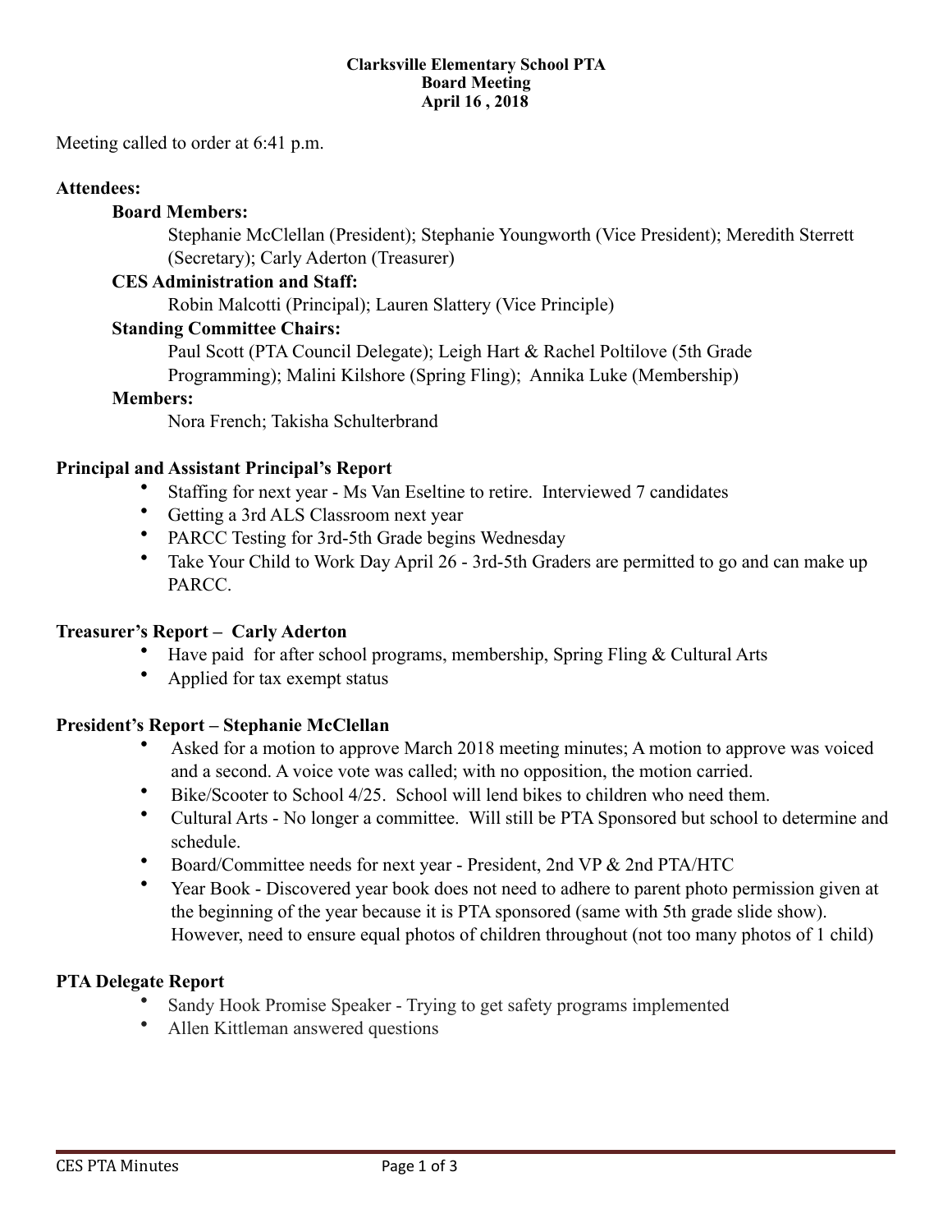**Clarksville Elementary School PTA**
**Board Meeting**
**April 16 , 2018**

Meeting called to order at 6:41 p.m.

**Attendees:**

**Board Members:**

Stephanie McClellan (President); Stephanie Youngworth (Vice President); Meredith Sterrett (Secretary); Carly Aderton (Treasurer)

**CES Administration and Staff:**

Robin Malcotti (Principal); Lauren Slattery (Vice Principle)

**Standing Committee Chairs:**

Paul Scott (PTA Council Delegate); Leigh Hart & Rachel Poltilove (5th Grade Programming); Malini Kilshore (Spring Fling); Annika Luke (Membership)

**Members:**

Nora French; Takisha Schulterbrand

**Principal and Assistant Principal's Report**

- Staffing for next year - Ms Van Eseltine to retire. Interviewed 7 candidates
- Getting a 3rd ALS Classroom next year
- PARCC Testing for 3rd-5th Grade begins Wednesday
- Take Your Child to Work Day April 26 - 3rd-5th Graders are permitted to go and can make up PARCC.

**Treasurer's Report – Carly Aderton**

- Have paid for after school programs, membership, Spring Fling & Cultural Arts
- Applied for tax exempt status

**President's Report – Stephanie McClellan**

- Asked for a motion to approve March 2018 meeting minutes; A motion to approve was voiced and a second. A voice vote was called; with no opposition, the motion carried.
- Bike/Scooter to School 4/25. School will lend bikes to children who need them.
- Cultural Arts - No longer a committee. Will still be PTA Sponsored but school to determine and schedule.
- Board/Committee needs for next year - President, 2nd VP & 2nd PTA/HTC
- Year Book - Discovered year book does not need to adhere to parent photo permission given at the beginning of the year because it is PTA sponsored (same with 5th grade slide show). However, need to ensure equal photos of children throughout (not too many photos of 1 child)

**PTA Delegate Report**

- Sandy Hook Promise Speaker - Trying to get safety programs implemented
- Allen Kittleman answered questions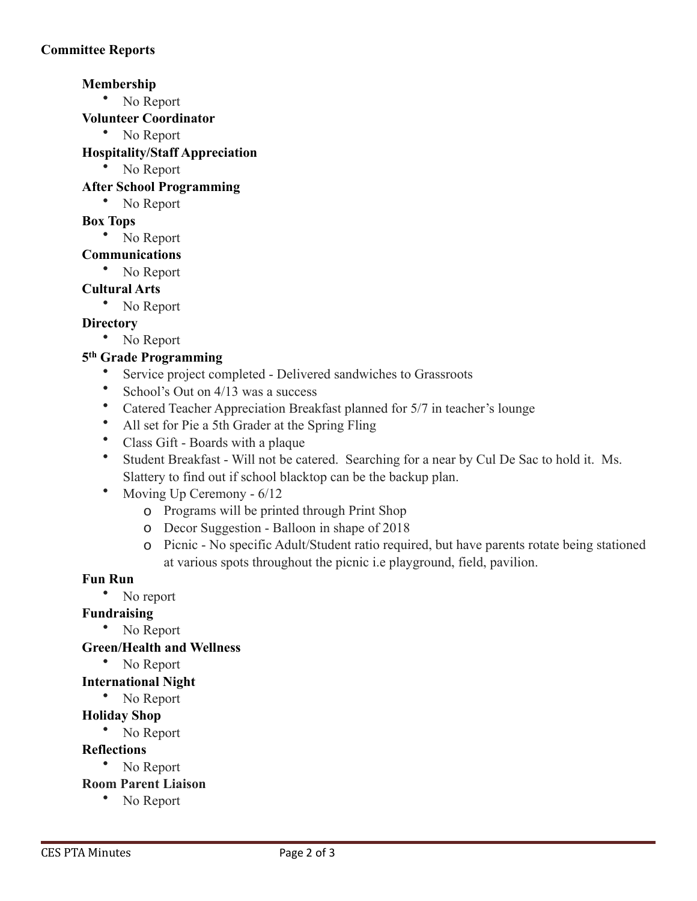**Committee Reports**

**Membership**

- No Report

**Volunteer Coordinator**

- No Report

**Hospitality/Staff Appreciation**

- No Report

**After School Programming**

- No Report

**Box Tops**

- No Report

**Communications**

- No Report

**Cultural Arts**

- No Report

**Directory**

- No Report

**5th Grade Programming**

- Service project completed - Delivered sandwiches to Grassroots
- School's Out on 4/13 was a success
- Catered Teacher Appreciation Breakfast planned for 5/7 in teacher's lounge
- All set for Pie a 5th Grader at the Spring Fling
- Class Gift - Boards with a plaque
- Student Breakfast - Will not be catered. Searching for a near by Cul De Sac to hold it. Ms. Slattery to find out if school blacktop can be the backup plan.
- Moving Up Ceremony - 6/12
    - Programs will be printed through Print Shop
    - Decor Suggestion - Balloon in shape of 2018
    - Picnic - No specific Adult/Student ratio required, but have parents rotate being stationed at various spots throughout the picnic i.e playground, field, pavilion.

**Fun Run**

- No report

**Fundraising**

- No Report

**Green/Health and Wellness**

- No Report

**International Night**

- No Report

**Holiday Shop**

- No Report

**Reflections**

- No Report

**Room Parent Liaison**

- No Report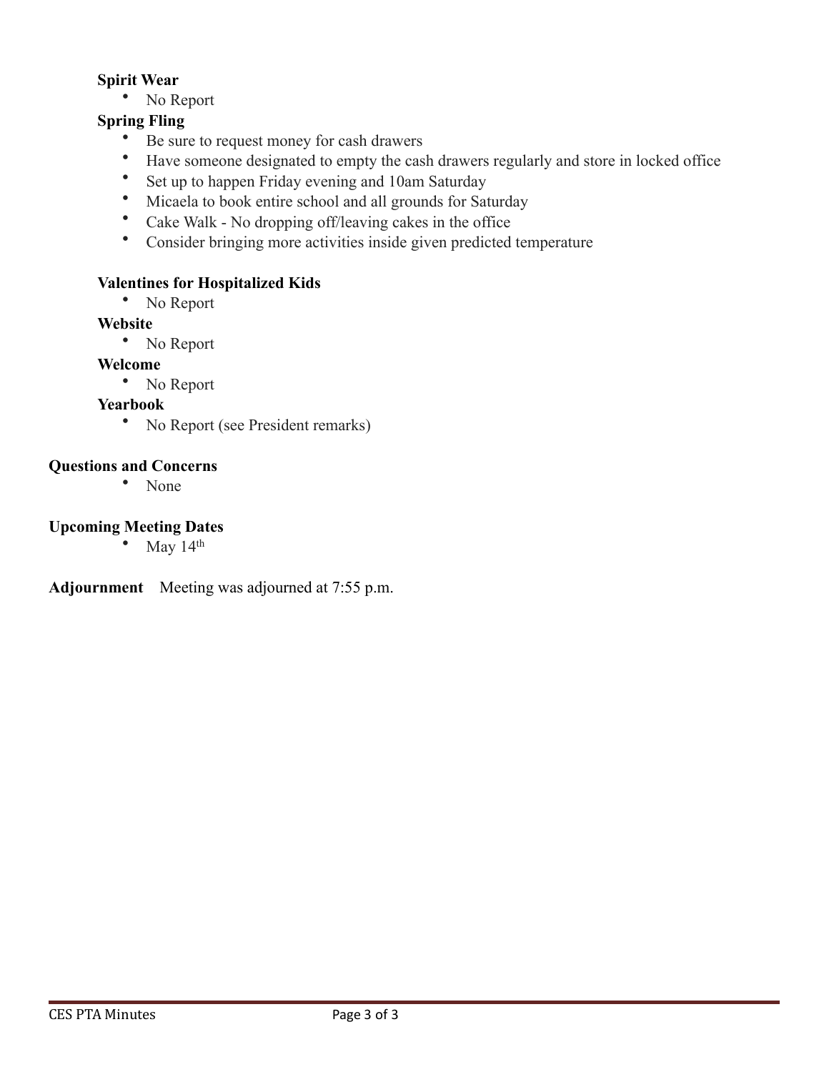**Spirit Wear**

- No Report

**Spring Fling**

- Be sure to request money for cash drawers
- Have someone designated to empty the cash drawers regularly and store in locked office
- Set up to happen Friday evening and 10am Saturday
- Micaela to book entire school and all grounds for Saturday
- Cake Walk - No dropping off/leaving cakes in the office
- Consider bringing more activities inside given predicted temperature

**Valentines for Hospitalized Kids**

- No Report

**Website**

- No Report

**Welcome**

- No Report

**Yearbook**

- No Report (see President remarks)

**Questions and Concerns**

- None

**Upcoming Meeting Dates**

- May 14th

**Adjournment** Meeting was adjourned at 7:55 p.m.